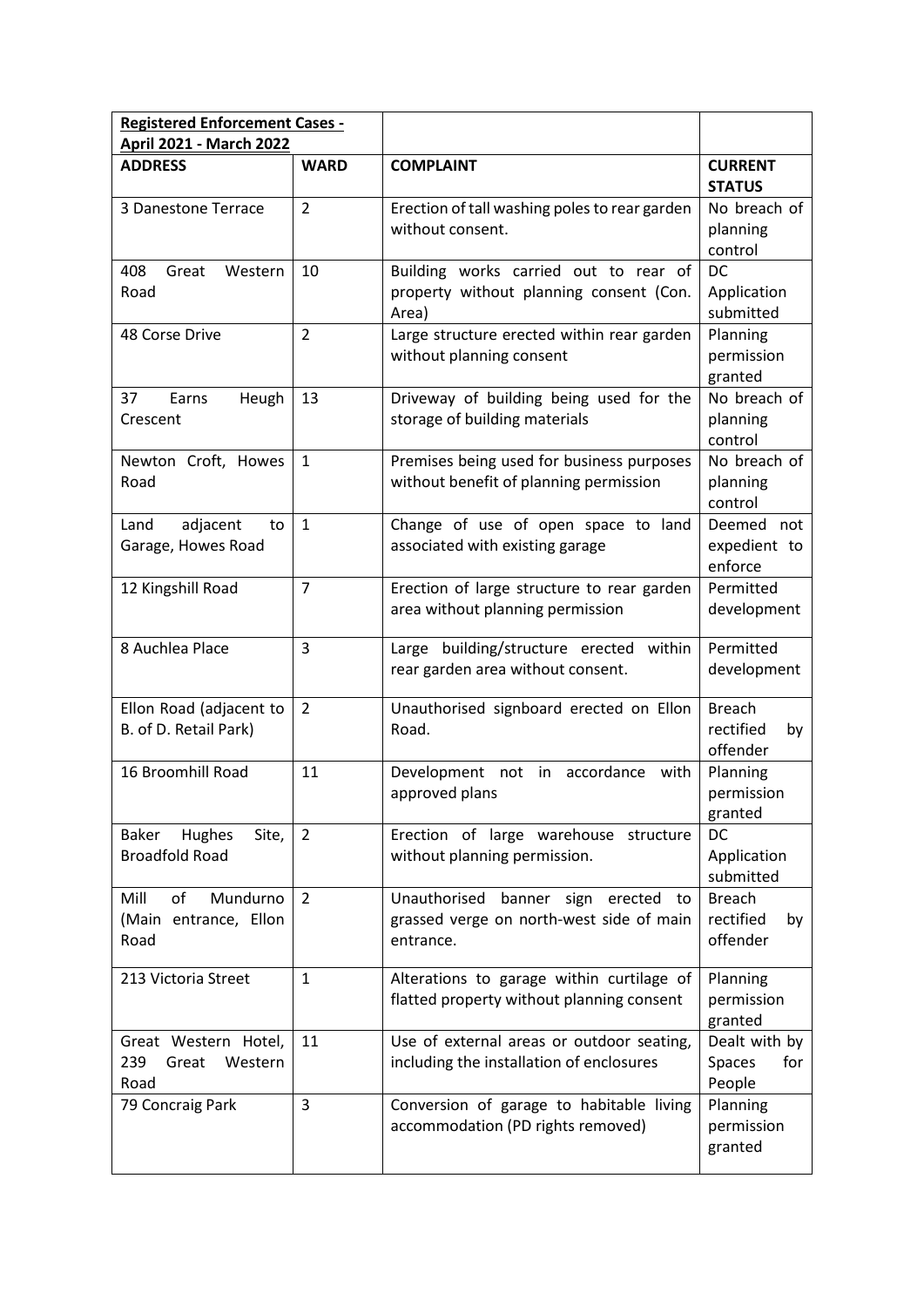| **Registered Enforcement Cases - April 2021 - March 2022** | | | |
|---|---|---|---|
| **ADDRESS** | **WARD** | **COMPLAINT** | **CURRENT STATUS** |
| 3 Danestone Terrace | 2 | Erection of tall washing poles to rear garden without consent. | No breach of planning control |
| 408 Great Western Road | 10 | Building works carried out to rear of property without planning consent (Con. Area) | DC Application submitted |
| 48 Corse Drive | 2 | Large structure erected within rear garden without planning consent | Planning permission granted |
| 37 Earns Heugh Crescent | 13 | Driveway of building being used for the storage of building materials | No breach of planning control |
| Newton Croft, Howes Road | 1 | Premises being used for business purposes without benefit of planning permission | No breach of planning control |
| Land adjacent to Garage, Howes Road | 1 | Change of use of open space to land associated with existing garage | Deemed not expedient to enforce |
| 12 Kingshill Road | 7 | Erection of large structure to rear garden area without planning permission | Permitted development |
| 8 Auchlea Place | 3 | Large building/structure erected within rear garden area without consent. | Permitted development |
| Ellon Road (adjacent to B. of D. Retail Park) | 2 | Unauthorised signboard erected on Ellon Road. | Breach rectified by offender |
| 16 Broomhill Road | 11 | Development not in accordance with approved plans | Planning permission granted |
| Baker Hughes Site, Broadfold Road | 2 | Erection of large warehouse structure without planning permission. | DC Application submitted |
| Mill of Mundurno (Main entrance, Ellon Road | 2 | Unauthorised banner sign erected to grassed verge on north-west side of main entrance. | Breach rectified by offender |
| 213 Victoria Street | 1 | Alterations to garage within curtilage of flatted property without planning consent | Planning permission granted |
| Great Western Hotel, 239 Great Western Road | 11 | Use of external areas or outdoor seating, including the installation of enclosures | Dealt with by Spaces for People |
| 79 Concraig Park | 3 | Conversion of garage to habitable living accommodation (PD rights removed) | Planning permission granted |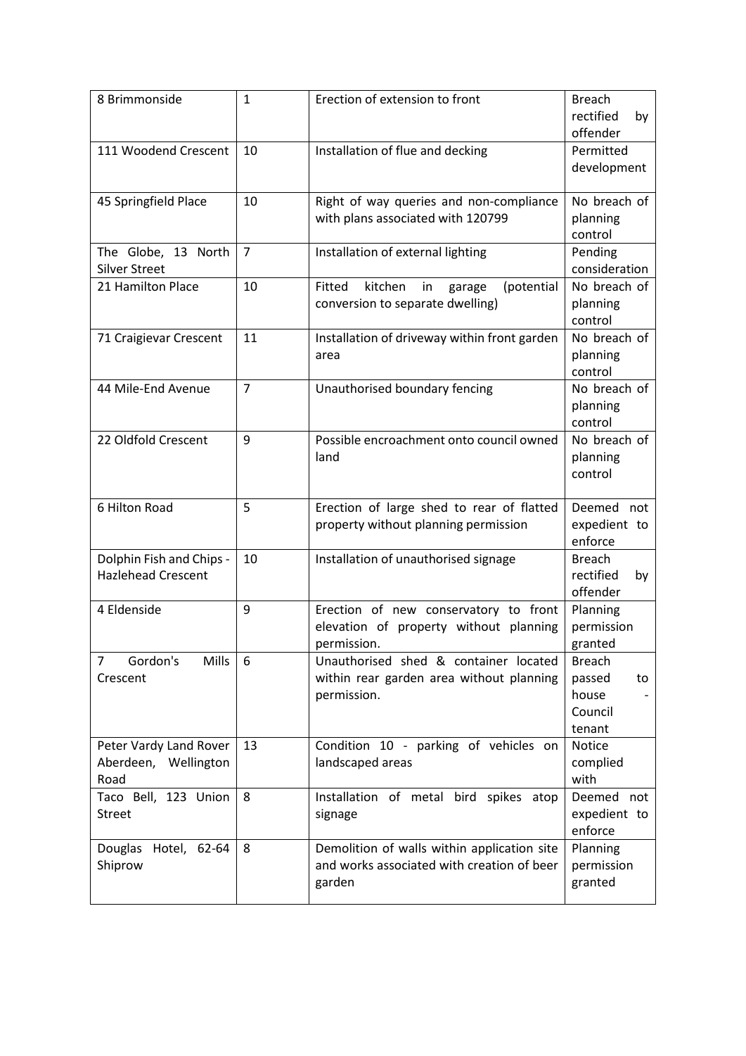| | | | |
|---|---|---|---|
| 8 Brimmonside | 1 | Erection of extension to front | Breach rectified by offender |
| 111 Woodend Crescent | 10 | Installation of flue and decking | Permitted development |
| 45 Springfield Place | 10 | Right of way queries and non-compliance with plans associated with 120799 | No breach of planning control |
| The Globe, 13 North Silver Street | 7 | Installation of external lighting | Pending consideration |
| 21 Hamilton Place | 10 | Fitted kitchen in garage (potential conversion to separate dwelling) | No breach of planning control |
| 71 Craigievar Crescent | 11 | Installation of driveway within front garden area | No breach of planning control |
| 44 Mile-End Avenue | 7 | Unauthorised boundary fencing | No breach of planning control |
| 22 Oldfold Crescent | 9 | Possible encroachment onto council owned land | No breach of planning control |
| 6 Hilton Road | 5 | Erection of large shed to rear of flatted property without planning permission | Deemed not expedient to enforce |
| Dolphin Fish and Chips - Hazlehead Crescent | 10 | Installation of unauthorised signage | Breach rectified by offender |
| 4 Eldenside | 9 | Erection of new conservatory to front elevation of property without planning permission. | Planning permission granted |
| 7 Gordon's Mills Crescent | 6 | Unauthorised shed & container located within rear garden area without planning permission. | Breach passed to house - Council tenant |
| Peter Vardy Land Rover Aberdeen, Wellington Road | 13 | Condition 10 - parking of vehicles on landscaped areas | Notice complied with |
| Taco Bell, 123 Union Street | 8 | Installation of metal bird spikes atop signage | Deemed not expedient to enforce |
| Douglas Hotel, 62-64 Shiprow | 8 | Demolition of walls within application site and works associated with creation of beer garden | Planning permission granted |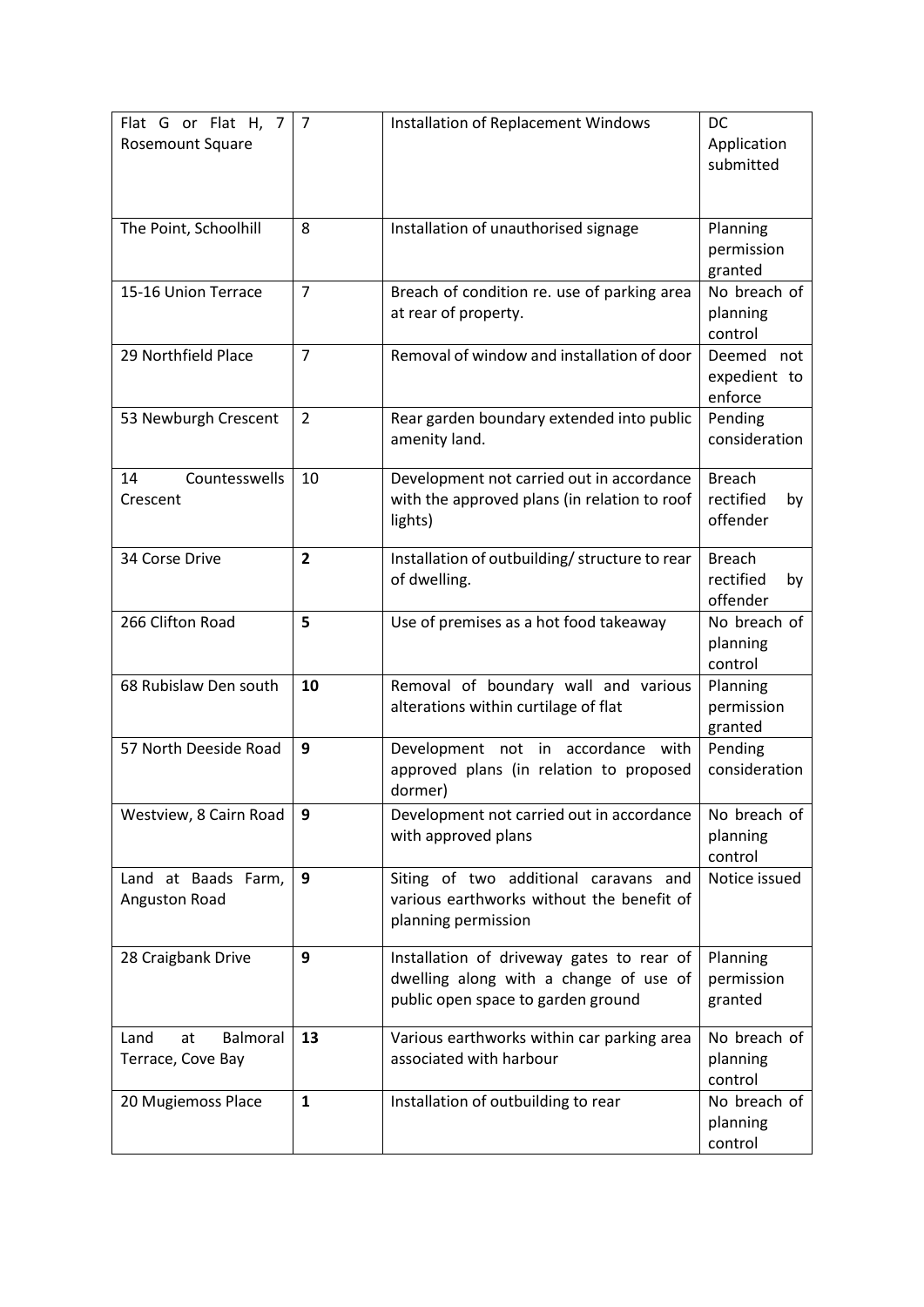| | | | |
|---|---|---|---|
| Flat G or Flat H, 7 Rosemount Square | 7 | Installation of Replacement Windows | DC Application submitted |
| The Point, Schoolhill | 8 | Installation of unauthorised signage | Planning permission granted |
| 15-16 Union Terrace | 7 | Breach of condition re. use of parking area at rear of property. | No breach of planning control |
| 29 Northfield Place | 7 | Removal of window and installation of door | Deemed not expedient to enforce |
| 53 Newburgh Crescent | 2 | Rear garden boundary extended into public amenity land. | Pending consideration |
| 14 Countesswells Crescent | 10 | Development not carried out in accordance with the approved plans (in relation to roof lights) | Breach rectified by offender |
| 34 Corse Drive | **2** | Installation of outbuilding/ structure to rear of dwelling. | Breach rectified by offender |
| 266 Clifton Road | **5** | Use of premises as a hot food takeaway | No breach of planning control |
| 68 Rubislaw Den south | **10** | Removal of boundary wall and various alterations within curtilage of flat | Planning permission granted |
| 57 North Deeside Road | **9** | Development not in accordance with approved plans (in relation to proposed dormer) | Pending consideration |
| Westview, 8 Cairn Road | **9** | Development not carried out in accordance with approved plans | No breach of planning control |
| Land at Baads Farm, Anguston Road | **9** | Siting of two additional caravans and various earthworks without the benefit of planning permission | Notice issued |
| 28 Craigbank Drive | **9** | Installation of driveway gates to rear of dwelling along with a change of use of public open space to garden ground | Planning permission granted |
| Land at Balmoral Terrace, Cove Bay | **13** | Various earthworks within car parking area associated with harbour | No breach of planning control |
| 20 Mugiemoss Place | **1** | Installation of outbuilding to rear | No breach of planning control |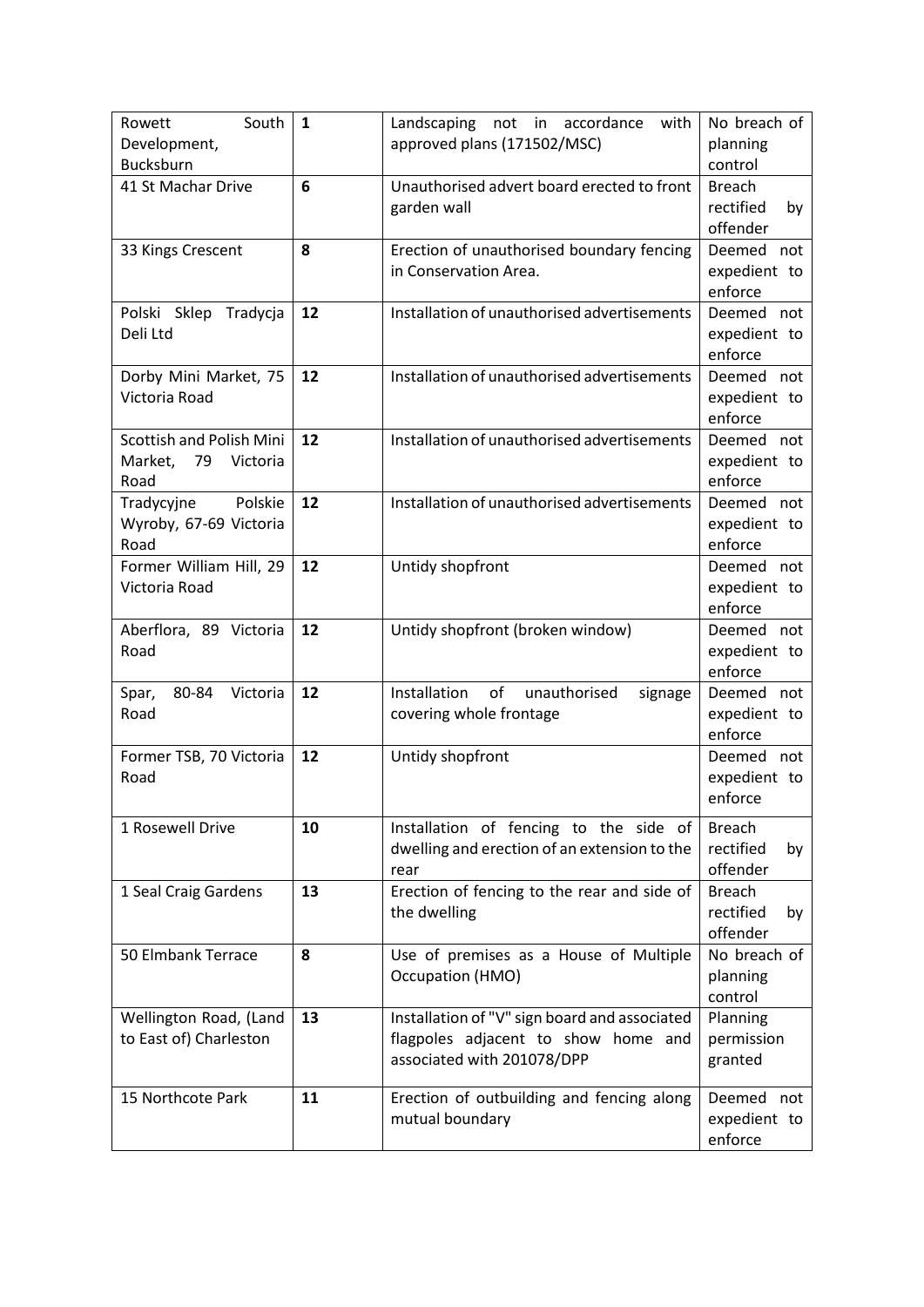| | | | |
|---|---|---|---|
| Rowett South Development, Bucksburn | **1** | Landscaping not in accordance with approved plans (171502/MSC) | No breach of planning control |
| 41 St Machar Drive | **6** | Unauthorised advert board erected to front garden wall | Breach rectified by offender |
| 33 Kings Crescent | **8** | Erection of unauthorised boundary fencing in Conservation Area. | Deemed not expedient to enforce |
| Polski Sklep Tradycja Deli Ltd | **12** | Installation of unauthorised advertisements | Deemed not expedient to enforce |
| Dorby Mini Market, 75 Victoria Road | **12** | Installation of unauthorised advertisements | Deemed not expedient to enforce |
| Scottish and Polish Mini Market, 79 Victoria Road | **12** | Installation of unauthorised advertisements | Deemed not expedient to enforce |
| Tradycyjne Polskie Wyroby, 67-69 Victoria Road | **12** | Installation of unauthorised advertisements | Deemed not expedient to enforce |
| Former William Hill, 29 Victoria Road | **12** | Untidy shopfront | Deemed not expedient to enforce |
| Aberflora, 89 Victoria Road | **12** | Untidy shopfront (broken window) | Deemed not expedient to enforce |
| Spar, 80-84 Victoria Road | **12** | Installation of unauthorised signage covering whole frontage | Deemed not expedient to enforce |
| Former TSB, 70 Victoria Road | **12** | Untidy shopfront | Deemed not expedient to enforce |
| 1 Rosewell Drive | **10** | Installation of fencing to the side of dwelling and erection of an extension to the rear | Breach rectified by offender |
| 1 Seal Craig Gardens | **13** | Erection of fencing to the rear and side of the dwelling | Breach rectified by offender |
| 50 Elmbank Terrace | **8** | Use of premises as a House of Multiple Occupation (HMO) | No breach of planning control |
| Wellington Road, (Land to East of) Charleston | **13** | Installation of "V" sign board and associated flagpoles adjacent to show home and associated with 201078/DPP | Planning permission granted |
| 15 Northcote Park | **11** | Erection of outbuilding and fencing along mutual boundary | Deemed not expedient to enforce |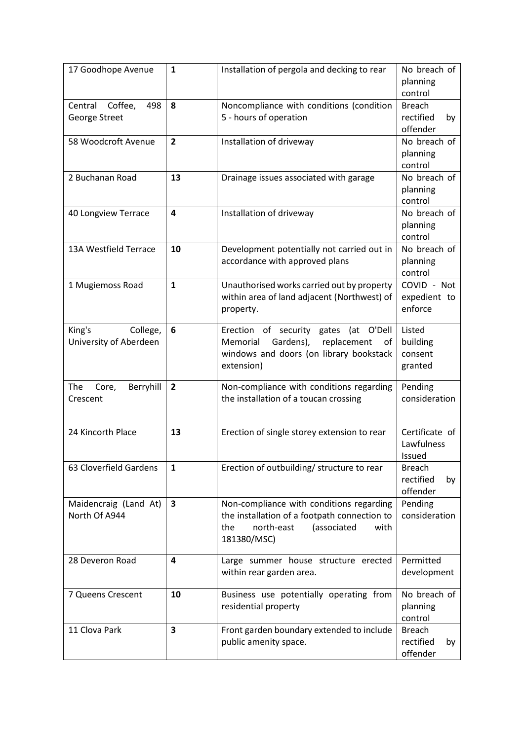| 17 Goodhope Avenue | **1** | Installation of pergola and decking to rear | No breach of planning control |
|---|---|---|---|
| Central Coffee, 498 George Street | **8** | Noncompliance with conditions (condition 5 - hours of operation | Breach rectified by offender |
| 58 Woodcroft Avenue | **2** | Installation of driveway | No breach of planning control |
| 2 Buchanan Road | **13** | Drainage issues associated with garage | No breach of planning control |
| 40 Longview Terrace | **4** | Installation of driveway | No breach of planning control |
| 13A Westfield Terrace | **10** | Development potentially not carried out in accordance with approved plans | No breach of planning control |
| 1 Mugiemoss Road | **1** | Unauthorised works carried out by property within area of land adjacent (Northwest) of property. | COVID - Not expedient to enforce |
| King's College, University of Aberdeen | **6** | Erection of security gates (at O'Dell Memorial Gardens), replacement of windows and doors (on library bookstack extension) | Listed building consent granted |
| The Core, Berryhill Crescent | **2** | Non-compliance with conditions regarding the installation of a toucan crossing | Pending consideration |
| 24 Kincorth Place | **13** | Erection of single storey extension to rear | Certificate of Lawfulness Issued |
| 63 Cloverfield Gardens | **1** | Erection of outbuilding/ structure to rear | Breach rectified by offender |
| Maidencraig (Land At) North Of A944 | **3** | Non-compliance with conditions regarding the installation of a footpath connection to the north-east (associated with 181380/MSC) | Pending consideration |
| 28 Deveron Road | **4** | Large summer house structure erected within rear garden area. | Permitted development |
| 7 Queens Crescent | **10** | Business use potentially operating from residential property | No breach of planning control |
| 11 Clova Park | **3** | Front garden boundary extended to include public amenity space. | Breach rectified by offender |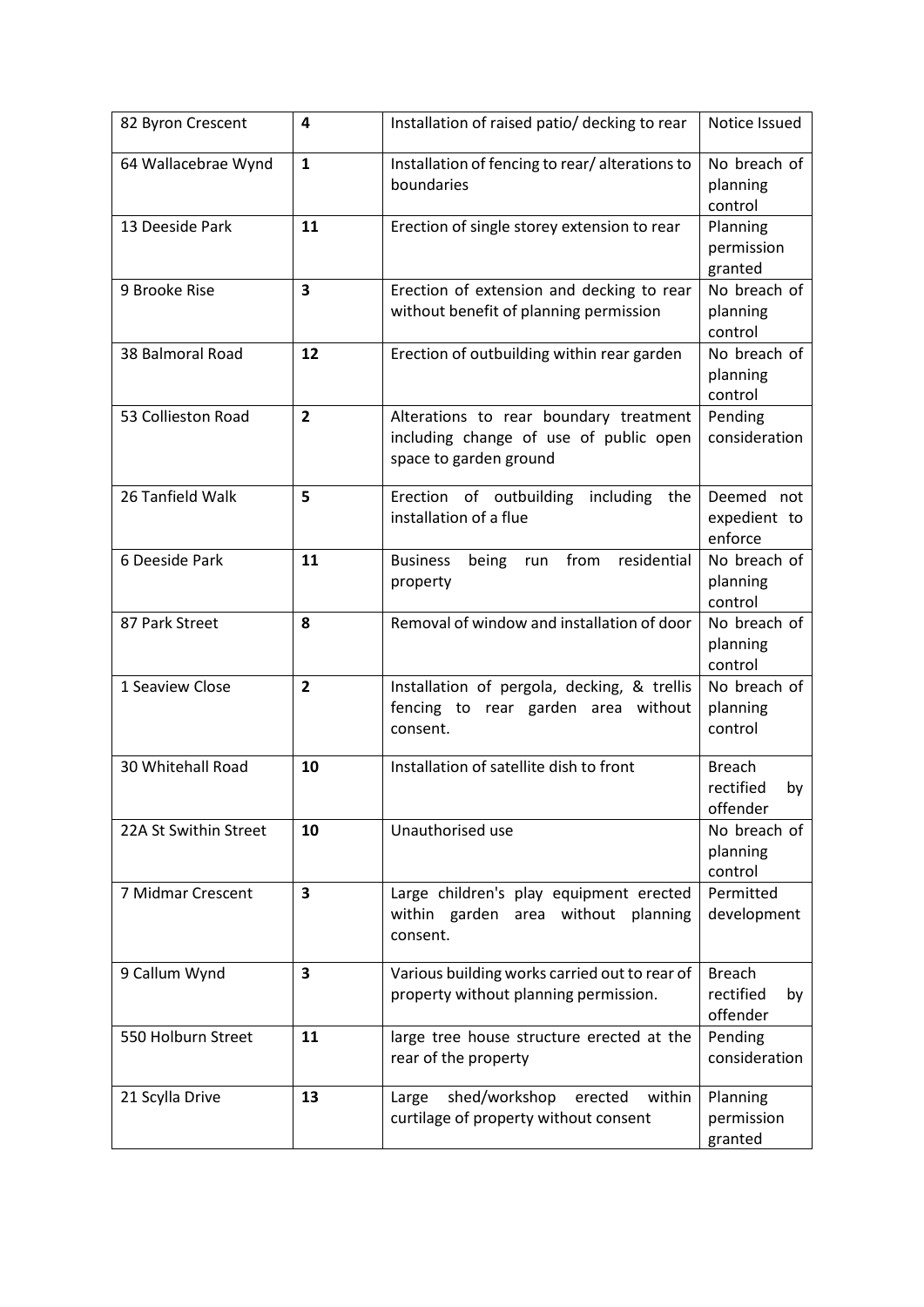| | | | |
|---|---|---|---|
| 82 Byron Crescent | **4** | Installation of raised patio/ decking to rear | Notice Issued |
| 64 Wallacebrae Wynd | **1** | Installation of fencing to rear/ alterations to boundaries | No breach of planning control |
| 13 Deeside Park | **11** | Erection of single storey extension to rear | Planning permission granted |
| 9 Brooke Rise | **3** | Erection of extension and decking to rear without benefit of planning permission | No breach of planning control |
| 38 Balmoral Road | **12** | Erection of outbuilding within rear garden | No breach of planning control |
| 53 Collieston Road | **2** | Alterations to rear boundary treatment including change of use of public open space to garden ground | Pending consideration |
| 26 Tanfield Walk | **5** | Erection of outbuilding including the installation of a flue | Deemed not expedient to enforce |
| 6 Deeside Park | **11** | Business being run from residential property | No breach of planning control |
| 87 Park Street | **8** | Removal of window and installation of door | No breach of planning control |
| 1 Seaview Close | **2** | Installation of pergola, decking, & trellis fencing to rear garden area without consent. | No breach of planning control |
| 30 Whitehall Road | **10** | Installation of satellite dish to front | Breach rectified by offender |
| 22A St Swithin Street | **10** | Unauthorised use | No breach of planning control |
| 7 Midmar Crescent | **3** | Large children's play equipment erected within garden area without planning consent. | Permitted development |
| 9 Callum Wynd | **3** | Various building works carried out to rear of property without planning permission. | Breach rectified by offender |
| 550 Holburn Street | **11** | large tree house structure erected at the rear of the property | Pending consideration |
| 21 Scylla Drive | **13** | Large shed/workshop erected within curtilage of property without consent | Planning permission granted |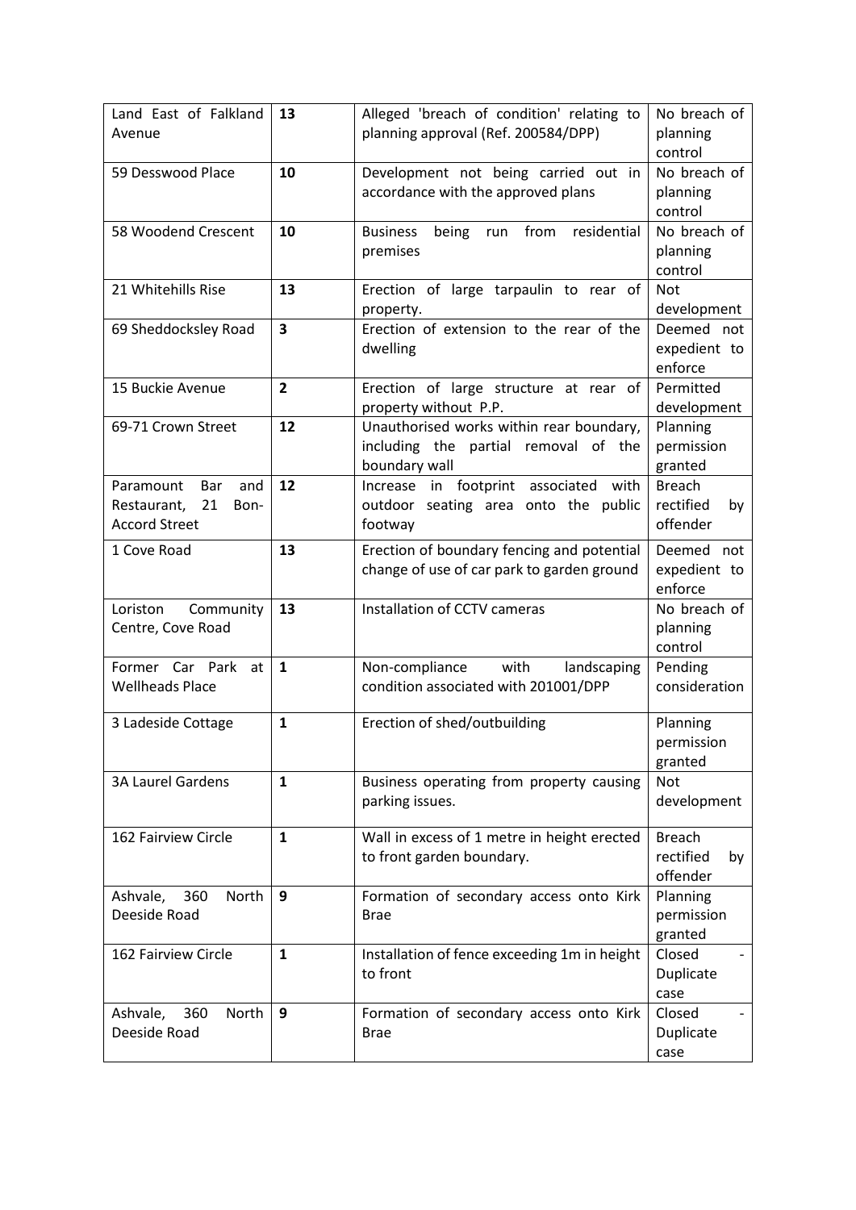| Land East of Falkland Avenue | **13** | Alleged 'breach of condition' relating to planning approval (Ref. 200584/DPP) | No breach of planning control |
|---|---|---|---|
| 59 Desswood Place | **10** | Development not being carried out in accordance with the approved plans | No breach of planning control |
| 58 Woodend Crescent | **10** | Business being run from residential premises | No breach of planning control |
| 21 Whitehills Rise | **13** | Erection of large tarpaulin to rear of property. | Not development |
| 69 Sheddocksley Road | **3** | Erection of extension to the rear of the dwelling | Deemed not expedient to enforce |
| 15 Buckie Avenue | **2** | Erection of large structure at rear of property without P.P. | Permitted development |
| 69-71 Crown Street | **12** | Unauthorised works within rear boundary, including the partial removal of the boundary wall | Planning permission granted |
| Paramount Bar and Restaurant, 21 Bon-Accord Street | **12** | Increase in footprint associated with outdoor seating area onto the public footway | Breach rectified by offender |
| 1 Cove Road | **13** | Erection of boundary fencing and potential change of use of car park to garden ground | Deemed not expedient to enforce |
| Loriston Community Centre, Cove Road | **13** | Installation of CCTV cameras | No breach of planning control |
| Former Car Park at Wellheads Place | **1** | Non-compliance with landscaping condition associated with 201001/DPP | Pending consideration |
| 3 Ladeside Cottage | **1** | Erection of shed/outbuilding | Planning permission granted |
| 3A Laurel Gardens | **1** | Business operating from property causing parking issues. | Not development |
| 162 Fairview Circle | **1** | Wall in excess of 1 metre in height erected to front garden boundary. | Breach rectified by offender |
| Ashvale, 360 North Deeside Road | **9** | Formation of secondary access onto Kirk Brae | Planning permission granted |
| 162 Fairview Circle | **1** | Installation of fence exceeding 1m in height to front | Closed - Duplicate case |
| Ashvale, 360 North Deeside Road | **9** | Formation of secondary access onto Kirk Brae | Closed - Duplicate case |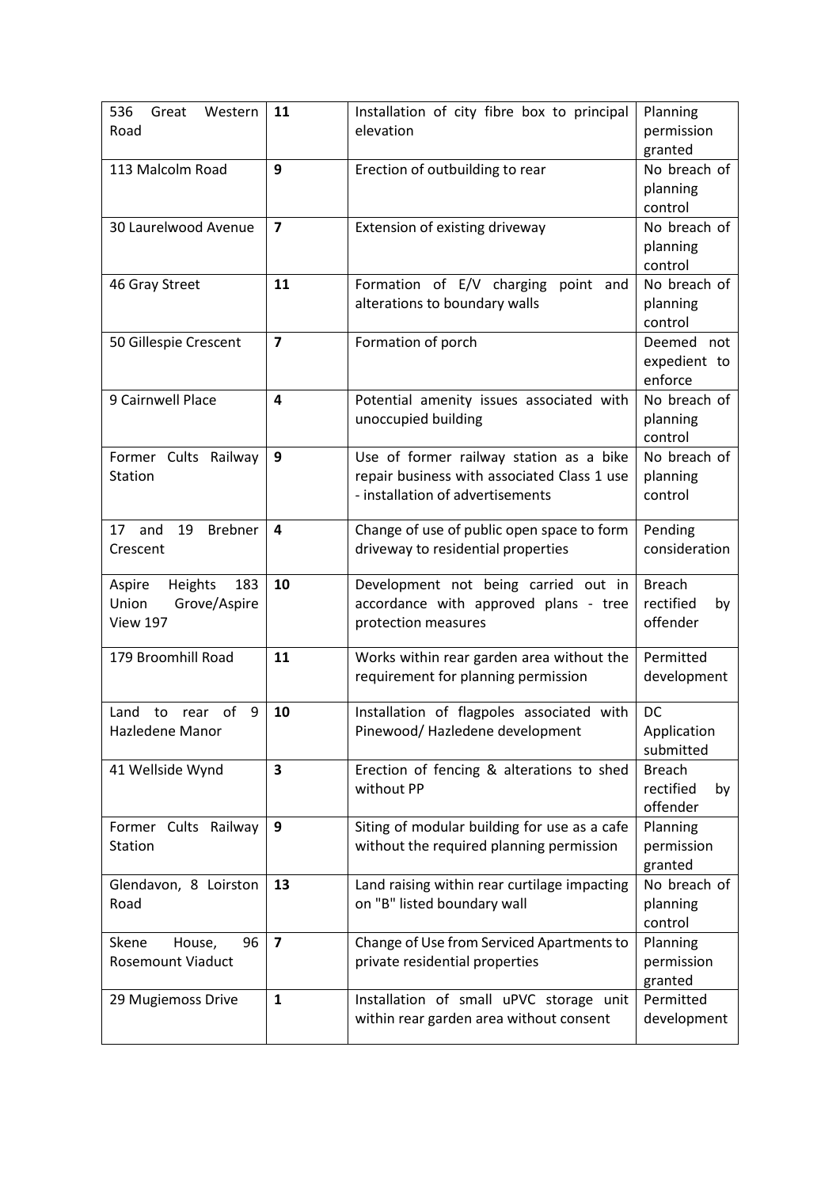| 536 Great Western Road | **11** | Installation of city fibre box to principal elevation | Planning permission granted |
|---|---|---|---|
| 113 Malcolm Road | **9** | Erection of outbuilding to rear | No breach of planning control |
| 30 Laurelwood Avenue | **7** | Extension of existing driveway | No breach of planning control |
| 46 Gray Street | **11** | Formation of E/V charging point and alterations to boundary walls | No breach of planning control |
| 50 Gillespie Crescent | **7** | Formation of porch | Deemed not expedient to enforce |
| 9 Cairnwell Place | **4** | Potential amenity issues associated with unoccupied building | No breach of planning control |
| Former Cults Railway Station | **9** | Use of former railway station as a bike repair business with associated Class 1 use - installation of advertisements | No breach of planning control |
| 17 and 19 Brebner Crescent | **4** | Change of use of public open space to form driveway to residential properties | Pending consideration |
| Aspire Heights 183 Union Grove/Aspire View 197 | **10** | Development not being carried out in accordance with approved plans - tree protection measures | Breach rectified by offender |
| 179 Broomhill Road | **11** | Works within rear garden area without the requirement for planning permission | Permitted development |
| Land to rear of 9 Hazledene Manor | **10** | Installation of flagpoles associated with Pinewood/ Hazledene development | DC Application submitted |
| 41 Wellside Wynd | **3** | Erection of fencing & alterations to shed without PP | Breach rectified by offender |
| Former Cults Railway Station | **9** | Siting of modular building for use as a cafe without the required planning permission | Planning permission granted |
| Glendavon, 8 Loirston Road | **13** | Land raising within rear curtilage impacting on "B" listed boundary wall | No breach of planning control |
| Skene House, 96 Rosemount Viaduct | **7** | Change of Use from Serviced Apartments to private residential properties | Planning permission granted |
| 29 Mugiemoss Drive | **1** | Installation of small uPVC storage unit within rear garden area without consent | Permitted development |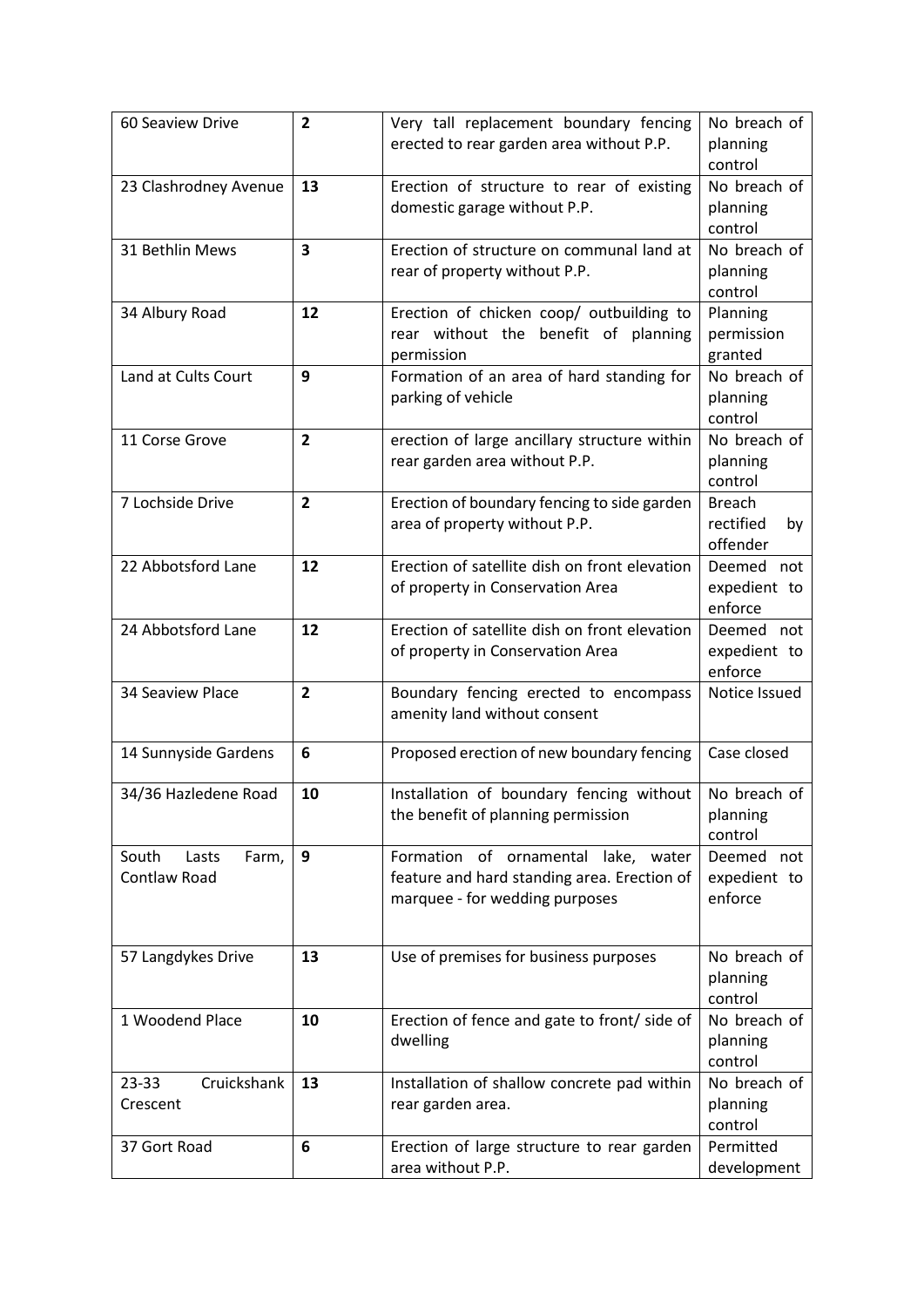| 60 Seaview Drive | **2** | Very tall replacement boundary fencing erected to rear garden area without P.P. | No breach of planning control |
|---|---|---|---|
| 23 Clashrodney Avenue | **13** | Erection of structure to rear of existing domestic garage without P.P. | No breach of planning control |
| 31 Bethlin Mews | **3** | Erection of structure on communal land at rear of property without P.P. | No breach of planning control |
| 34 Albury Road | **12** | Erection of chicken coop/ outbuilding to rear without the benefit of planning permission | Planning permission granted |
| Land at Cults Court | **9** | Formation of an area of hard standing for parking of vehicle | No breach of planning control |
| 11 Corse Grove | **2** | erection of large ancillary structure within rear garden area without P.P. | No breach of planning control |
| 7 Lochside Drive | **2** | Erection of boundary fencing to side garden area of property without P.P. | Breach rectified by offender |
| 22 Abbotsford Lane | **12** | Erection of satellite dish on front elevation of property in Conservation Area | Deemed not expedient to enforce |
| 24 Abbotsford Lane | **12** | Erection of satellite dish on front elevation of property in Conservation Area | Deemed not expedient to enforce |
| 34 Seaview Place | **2** | Boundary fencing erected to encompass amenity land without consent | Notice Issued |
| 14 Sunnyside Gardens | **6** | Proposed erection of new boundary fencing | Case closed |
| 34/36 Hazledene Road | **10** | Installation of boundary fencing without the benefit of planning permission | No breach of planning control |
| South Lasts Farm, Contlaw Road | **9** | Formation of ornamental lake, water feature and hard standing area. Erection of marquee - for wedding purposes | Deemed not expedient to enforce |
| 57 Langdykes Drive | **13** | Use of premises for business purposes | No breach of planning control |
| 1 Woodend Place | **10** | Erection of fence and gate to front/ side of dwelling | No breach of planning control |
| 23-33 Cruickshank Crescent | **13** | Installation of shallow concrete pad within rear garden area. | No breach of planning control |
| 37 Gort Road | **6** | Erection of large structure to rear garden area without P.P. | Permitted development |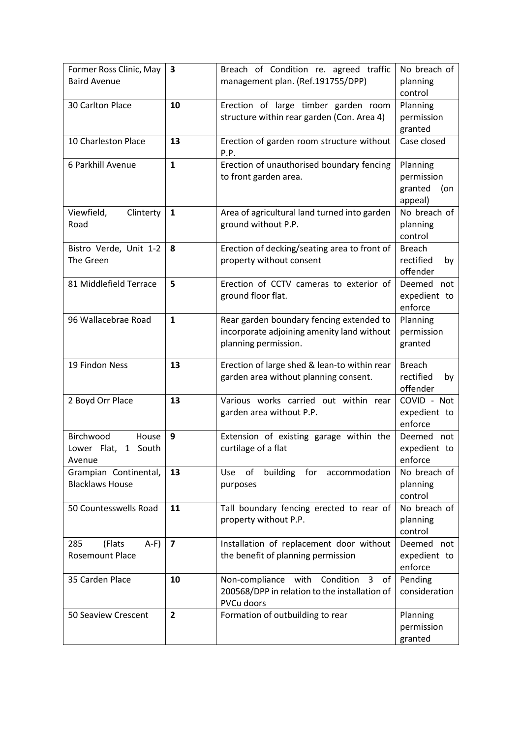| | | | |
|---|---|---|---|
| Former Ross Clinic, May Baird Avenue | **3** | Breach of Condition re. agreed traffic management plan. (Ref.191755/DPP) | No breach of planning control |
| 30 Carlton Place | **10** | Erection of large timber garden room structure within rear garden (Con. Area 4) | Planning permission granted |
| 10 Charleston Place | **13** | Erection of garden room structure without P.P. | Case closed |
| 6 Parkhill Avenue | **1** | Erection of unauthorised boundary fencing to front garden area. | Planning permission granted (on appeal) |
| Viewfield, Clinterty Road | **1** | Area of agricultural land turned into garden ground without P.P. | No breach of planning control |
| Bistro Verde, Unit 1-2 The Green | **8** | Erection of decking/seating area to front of property without consent | Breach rectified by offender |
| 81 Middlefield Terrace | **5** | Erection of CCTV cameras to exterior of ground floor flat. | Deemed not expedient to enforce |
| 96 Wallacebrae Road | **1** | Rear garden boundary fencing extended to incorporate adjoining amenity land without planning permission. | Planning permission granted |
| 19 Findon Ness | **13** | Erection of large shed & lean-to within rear garden area without planning consent. | Breach rectified by offender |
| 2 Boyd Orr Place | **13** | Various works carried out within rear garden area without P.P. | COVID - Not expedient to enforce |
| Birchwood House Lower Flat, 1 South Avenue | **9** | Extension of existing garage within the curtilage of a flat | Deemed not expedient to enforce |
| Grampian Continental, Blacklaws House | **13** | Use of building for accommodation purposes | No breach of planning control |
| 50 Countesswells Road | **11** | Tall boundary fencing erected to rear of property without P.P. | No breach of planning control |
| 285 (Flats A-F) Rosemount Place | **7** | Installation of replacement door without the benefit of planning permission | Deemed not expedient to enforce |
| 35 Carden Place | **10** | Non-compliance with Condition 3 of 200568/DPP in relation to the installation of PVCu doors | Pending consideration |
| 50 Seaview Crescent | **2** | Formation of outbuilding to rear | Planning permission granted |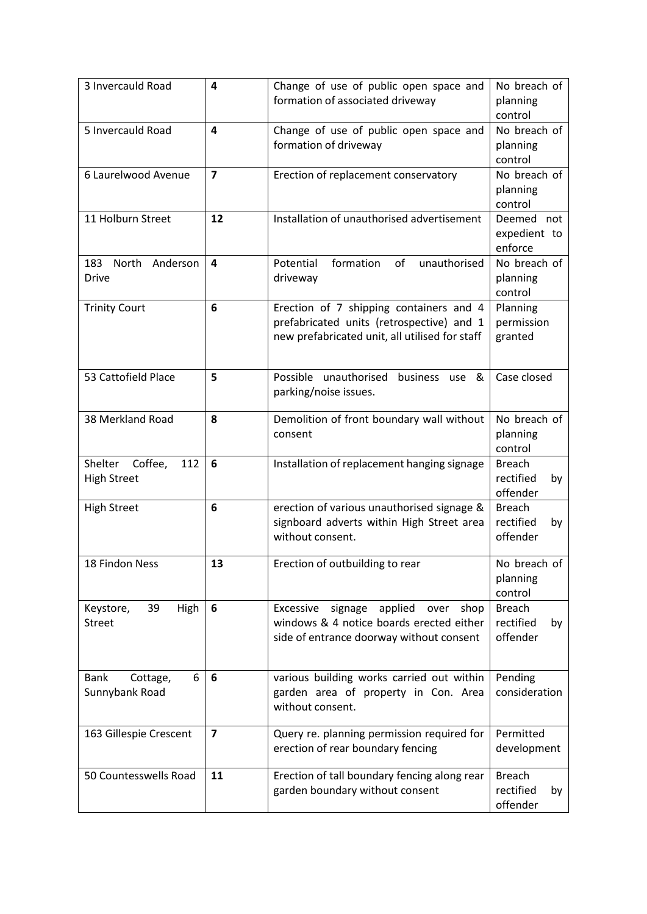| | | | |
|---|---|---|---|
| 3 Invercauld Road | **4** | Change of use of public open space and formation of associated driveway | No breach of planning control |
| 5 Invercauld Road | **4** | Change of use of public open space and formation of driveway | No breach of planning control |
| 6 Laurelwood Avenue | **7** | Erection of replacement conservatory | No breach of planning control |
| 11 Holburn Street | **12** | Installation of unauthorised advertisement | Deemed not expedient to enforce |
| 183 North Anderson Drive | **4** | Potential formation of unauthorised driveway | No breach of planning control |
| Trinity Court | **6** | Erection of 7 shipping containers and 4 prefabricated units (retrospective) and 1 new prefabricated unit, all utilised for staff | Planning permission granted |
| 53 Cattofield Place | **5** | Possible unauthorised business use & parking/noise issues. | Case closed |
| 38 Merkland Road | **8** | Demolition of front boundary wall without consent | No breach of planning control |
| Shelter Coffee, 112 High Street | **6** | Installation of replacement hanging signage | Breach rectified by offender |
| High Street | **6** | erection of various unauthorised signage & signboard adverts within High Street area without consent. | Breach rectified by offender |
| 18 Findon Ness | **13** | Erection of outbuilding to rear | No breach of planning control |
| Keystore, 39 High Street | **6** | Excessive signage applied over shop windows & 4 notice boards erected either side of entrance doorway without consent | Breach rectified by offender |
| Bank Cottage, 6 Sunnybank Road | **6** | various building works carried out within garden area of property in Con. Area without consent. | Pending consideration |
| 163 Gillespie Crescent | **7** | Query re. planning permission required for erection of rear boundary fencing | Permitted development |
| 50 Countesswells Road | **11** | Erection of tall boundary fencing along rear garden boundary without consent | Breach rectified by offender |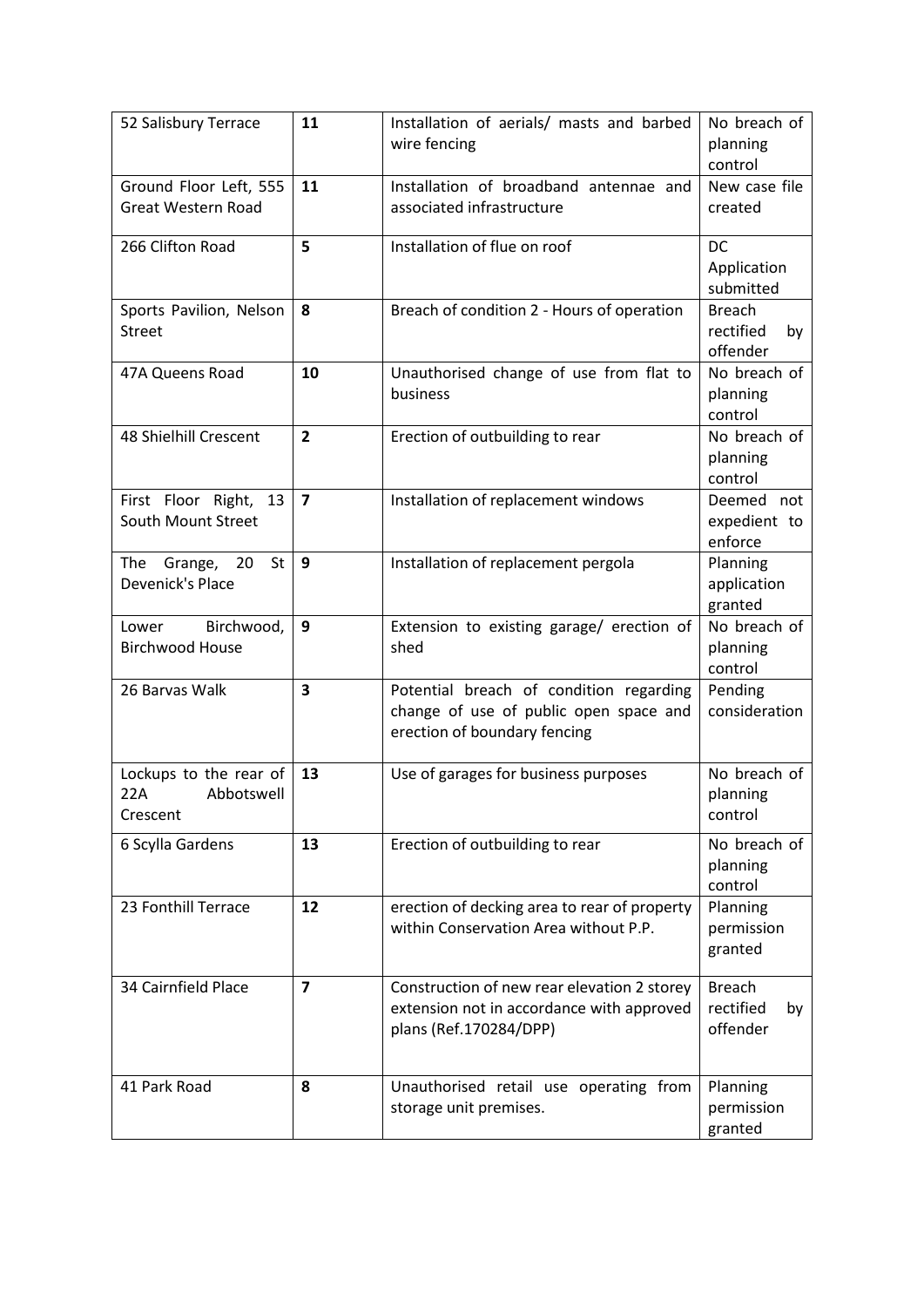| 52 Salisbury Terrace | **11** | Installation of aerials/ masts and barbed wire fencing | No breach of planning control |
|---|---|---|---|
| Ground Floor Left, 555 Great Western Road | **11** | Installation of broadband antennae and associated infrastructure | New case file created |
| 266 Clifton Road | **5** | Installation of flue on roof | DC Application submitted |
| Sports Pavilion, Nelson Street | **8** | Breach of condition 2 - Hours of operation | Breach rectified by offender |
| 47A Queens Road | **10** | Unauthorised change of use from flat to business | No breach of planning control |
| 48 Shielhill Crescent | **2** | Erection of outbuilding to rear | No breach of planning control |
| First Floor Right, 13 South Mount Street | **7** | Installation of replacement windows | Deemed not expedient to enforce |
| The Grange, 20 St Devenick's Place | **9** | Installation of replacement pergola | Planning application granted |
| Lower Birchwood, Birchwood House | **9** | Extension to existing garage/ erection of shed | No breach of planning control |
| 26 Barvas Walk | **3** | Potential breach of condition regarding change of use of public open space and erection of boundary fencing | Pending consideration |
| Lockups to the rear of 22A Abbotswell Crescent | **13** | Use of garages for business purposes | No breach of planning control |
| 6 Scylla Gardens | **13** | Erection of outbuilding to rear | No breach of planning control |
| 23 Fonthill Terrace | **12** | erection of decking area to rear of property within Conservation Area without P.P. | Planning permission granted |
| 34 Cairnfield Place | **7** | Construction of new rear elevation 2 storey extension not in accordance with approved plans (Ref.170284/DPP) | Breach rectified by offender |
| 41 Park Road | **8** | Unauthorised retail use operating from storage unit premises. | Planning permission granted |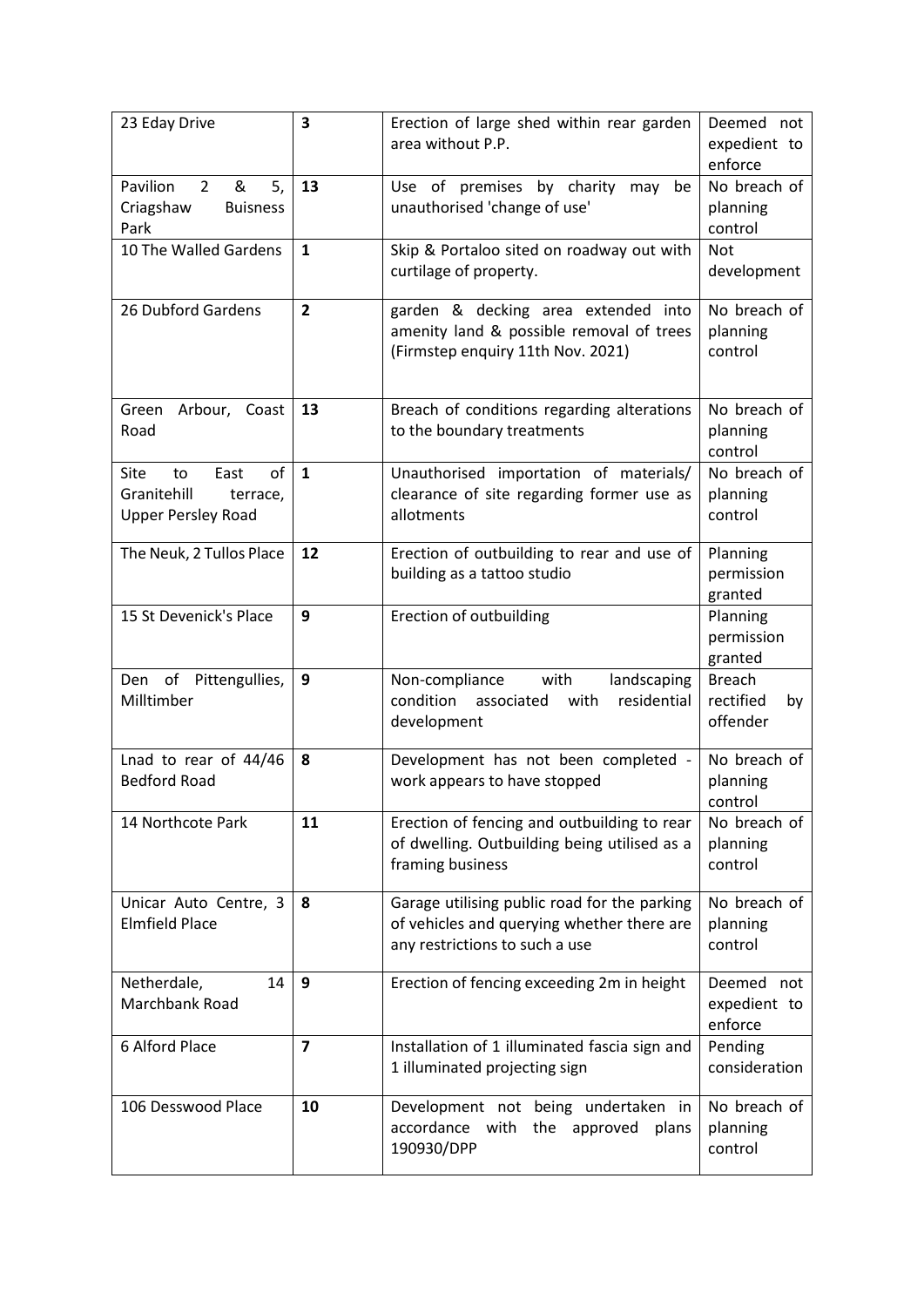| 23 Eday Drive | **3** | Erection of large shed within rear garden area without P.P. | Deemed not expedient to enforce |
|---|---|---|---|
| Pavilion 2 & 5, Criagshaw Buisness Park | **13** | Use of premises by charity may be unauthorised 'change of use' | No breach of planning control |
| 10 The Walled Gardens | **1** | Skip & Portaloo sited on roadway out with curtilage of property. | Not development |
| 26 Dubford Gardens | **2** | garden & decking area extended into amenity land & possible removal of trees (Firmstep enquiry 11th Nov. 2021) | No breach of planning control |
| Green Arbour, Coast Road | **13** | Breach of conditions regarding alterations to the boundary treatments | No breach of planning control |
| Site to East of Granitehill terrace, Upper Persley Road | **1** | Unauthorised importation of materials/ clearance of site regarding former use as allotments | No breach of planning control |
| The Neuk, 2 Tullos Place | **12** | Erection of outbuilding to rear and use of building as a tattoo studio | Planning permission granted |
| 15 St Devenick's Place | **9** | Erection of outbuilding | Planning permission granted |
| Den of Pittengullies, Milltimber | **9** | Non-compliance with landscaping condition associated with residential development | Breach rectified by offender |
| Lnad to rear of 44/46 Bedford Road | **8** | Development has not been completed - work appears to have stopped | No breach of planning control |
| 14 Northcote Park | **11** | Erection of fencing and outbuilding to rear of dwelling. Outbuilding being utilised as a framing business | No breach of planning control |
| Unicar Auto Centre, 3 Elmfield Place | **8** | Garage utilising public road for the parking of vehicles and querying whether there are any restrictions to such a use | No breach of planning control |
| Netherdale, 14 Marchbank Road | **9** | Erection of fencing exceeding 2m in height | Deemed not expedient to enforce |
| 6 Alford Place | **7** | Installation of 1 illuminated fascia sign and 1 illuminated projecting sign | Pending consideration |
| 106 Desswood Place | **10** | Development not being undertaken in accordance with the approved plans 190930/DPP | No breach of planning control |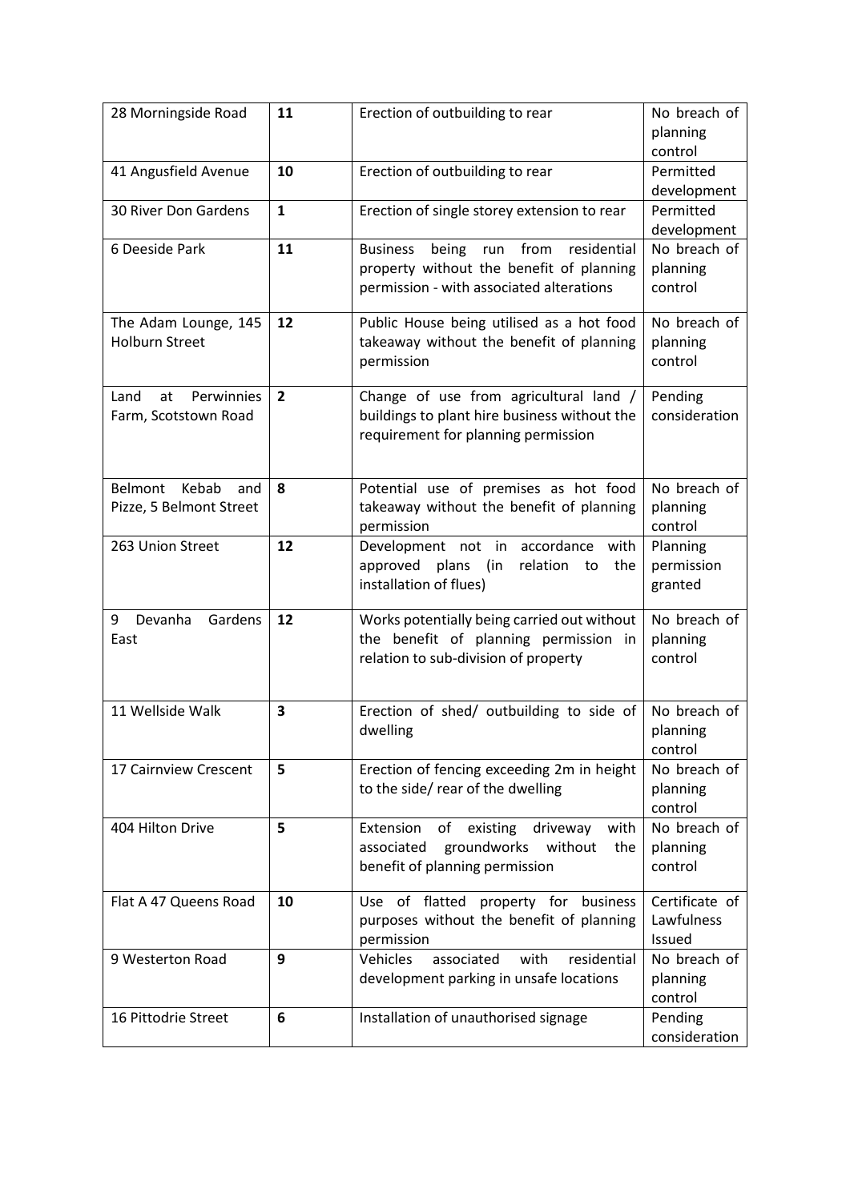| 28 Morningside Road | **11** | Erection of outbuilding to rear | No breach of planning control |
|---|---|---|---|
| 41 Angusfield Avenue | **10** | Erection of outbuilding to rear | Permitted development |
| 30 River Don Gardens | **1** | Erection of single storey extension to rear | Permitted development |
| 6 Deeside Park | **11** | Business being run from residential property without the benefit of planning permission - with associated alterations | No breach of planning control |
| The Adam Lounge, 145 Holburn Street | **12** | Public House being utilised as a hot food takeaway without the benefit of planning permission | No breach of planning control |
| Land at Perwinnies Farm, Scotstown Road | **2** | Change of use from agricultural land / buildings to plant hire business without the requirement for planning permission | Pending consideration |
| Belmont Kebab and Pizze, 5 Belmont Street | **8** | Potential use of premises as hot food takeaway without the benefit of planning permission | No breach of planning control |
| 263 Union Street | **12** | Development not in accordance with approved plans (in relation to the installation of flues) | Planning permission granted |
| 9 Devanha Gardens East | **12** | Works potentially being carried out without the benefit of planning permission in relation to sub-division of property | No breach of planning control |
| 11 Wellside Walk | **3** | Erection of shed/ outbuilding to side of dwelling | No breach of planning control |
| 17 Cairnview Crescent | **5** | Erection of fencing exceeding 2m in height to the side/ rear of the dwelling | No breach of planning control |
| 404 Hilton Drive | **5** | Extension of existing driveway with associated groundworks without the benefit of planning permission | No breach of planning control |
| Flat A 47 Queens Road | **10** | Use of flatted property for business purposes without the benefit of planning permission | Certificate of Lawfulness Issued |
| 9 Westerton Road | **9** | Vehicles associated with residential development parking in unsafe locations | No breach of planning control |
| 16 Pittodrie Street | **6** | Installation of unauthorised signage | Pending consideration |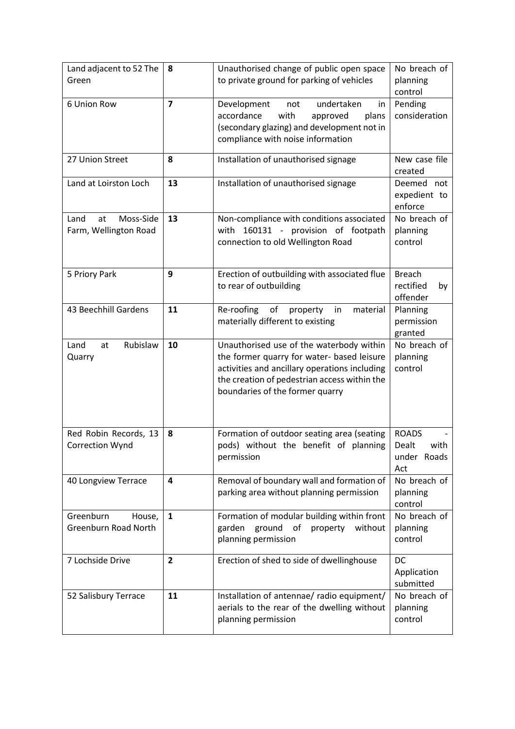| | | | |
|---|---|---|---|
| Land adjacent to 52 The Green | **8** | Unauthorised change of public open space to private ground for parking of vehicles | No breach of planning control |
| 6 Union Row | **7** | Development not undertaken in accordance with approved plans (secondary glazing) and development not in compliance with noise information | Pending consideration |
| 27 Union Street | **8** | Installation of unauthorised signage | New case file created |
| Land at Loirston Loch | **13** | Installation of unauthorised signage | Deemed not expedient to enforce |
| Land at Moss-Side Farm, Wellington Road | **13** | Non-compliance with conditions associated with 160131 - provision of footpath connection to old Wellington Road | No breach of planning control |
| 5 Priory Park | **9** | Erection of outbuilding with associated flue to rear of outbuilding | Breach rectified by offender |
| 43 Beechhill Gardens | **11** | Re-roofing of property in material materially different to existing | Planning permission granted |
| Land at Rubislaw Quarry | **10** | Unauthorised use of the waterbody within the former quarry for water- based leisure activities and ancillary operations including the creation of pedestrian access within the boundaries of the former quarry | No breach of planning control |
| Red Robin Records, 13 Correction Wynd | **8** | Formation of outdoor seating area (seating pods) without the benefit of planning permission | ROADS - Dealt with under Roads Act |
| 40 Longview Terrace | **4** | Removal of boundary wall and formation of parking area without planning permission | No breach of planning control |
| Greenburn House, Greenburn Road North | **1** | Formation of modular building within front garden ground of property without planning permission | No breach of planning control |
| 7 Lochside Drive | **2** | Erection of shed to side of dwellinghouse | DC Application submitted |
| 52 Salisbury Terrace | **11** | Installation of antennae/ radio equipment/ aerials to the rear of the dwelling without planning permission | No breach of planning control |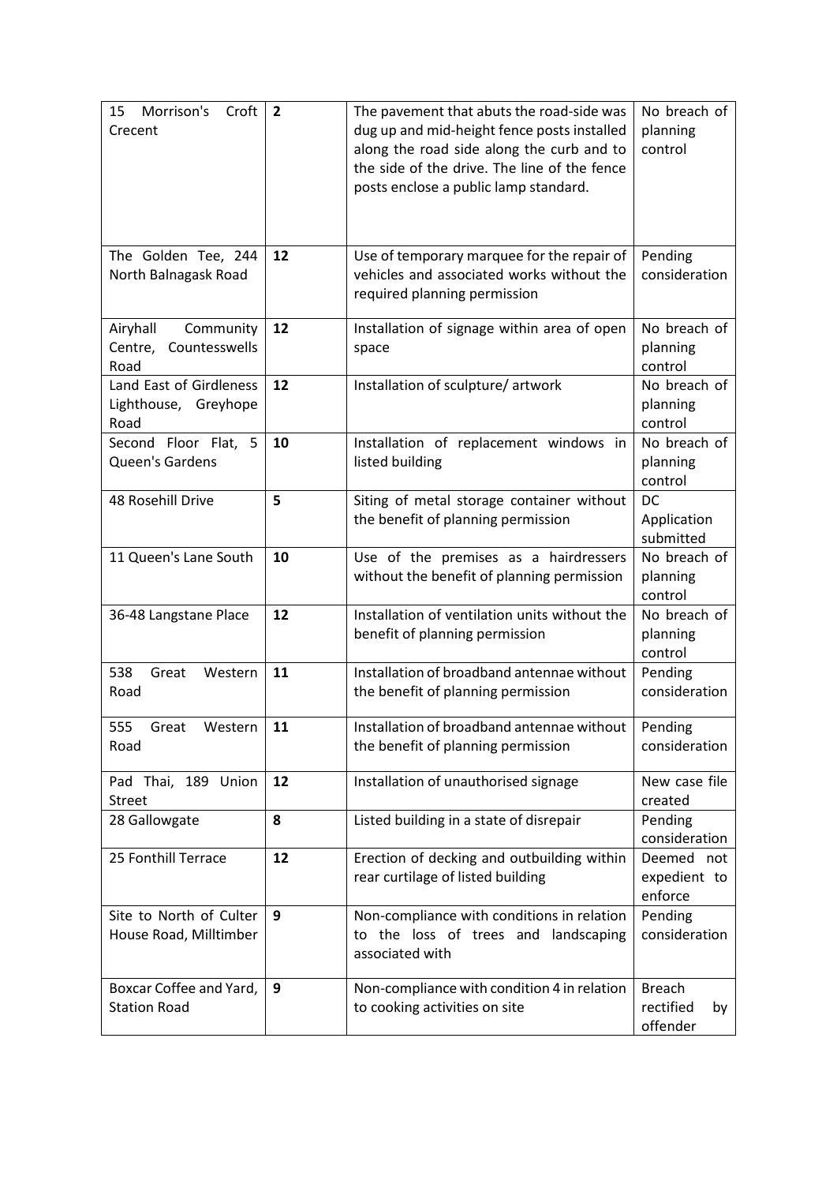| | | | |
|---|---|---|---|
| 15 Morrison's Croft Crecent | **2** | The pavement that abuts the road-side was dug up and mid-height fence posts installed along the road side along the curb and to the side of the drive. The line of the fence posts enclose a public lamp standard. | No breach of planning control |
| The Golden Tee, 244 North Balnagask Road | **12** | Use of temporary marquee for the repair of vehicles and associated works without the required planning permission | Pending consideration |
| Airyhall Community Centre, Countesswells Road | **12** | Installation of signage within area of open space | No breach of planning control |
| Land East of Girdleness Lighthouse, Greyhope Road | **12** | Installation of sculpture/ artwork | No breach of planning control |
| Second Floor Flat, 5 Queen's Gardens | **10** | Installation of replacement windows in listed building | No breach of planning control |
| 48 Rosehill Drive | **5** | Siting of metal storage container without the benefit of planning permission | DC Application submitted |
| 11 Queen's Lane South | **10** | Use of the premises as a hairdressers without the benefit of planning permission | No breach of planning control |
| 36-48 Langstane Place | **12** | Installation of ventilation units without the benefit of planning permission | No breach of planning control |
| 538 Great Western Road | **11** | Installation of broadband antennae without the benefit of planning permission | Pending consideration |
| 555 Great Western Road | **11** | Installation of broadband antennae without the benefit of planning permission | Pending consideration |
| Pad Thai, 189 Union Street | **12** | Installation of unauthorised signage | New case file created |
| 28 Gallowgate | **8** | Listed building in a state of disrepair | Pending consideration |
| 25 Fonthill Terrace | **12** | Erection of decking and outbuilding within rear curtilage of listed building | Deemed not expedient to enforce |
| Site to North of Culter House Road, Milltimber | **9** | Non-compliance with conditions in relation to the loss of trees and landscaping associated with | Pending consideration |
| Boxcar Coffee and Yard, Station Road | **9** | Non-compliance with condition 4 in relation to cooking activities on site | Breach rectified by offender |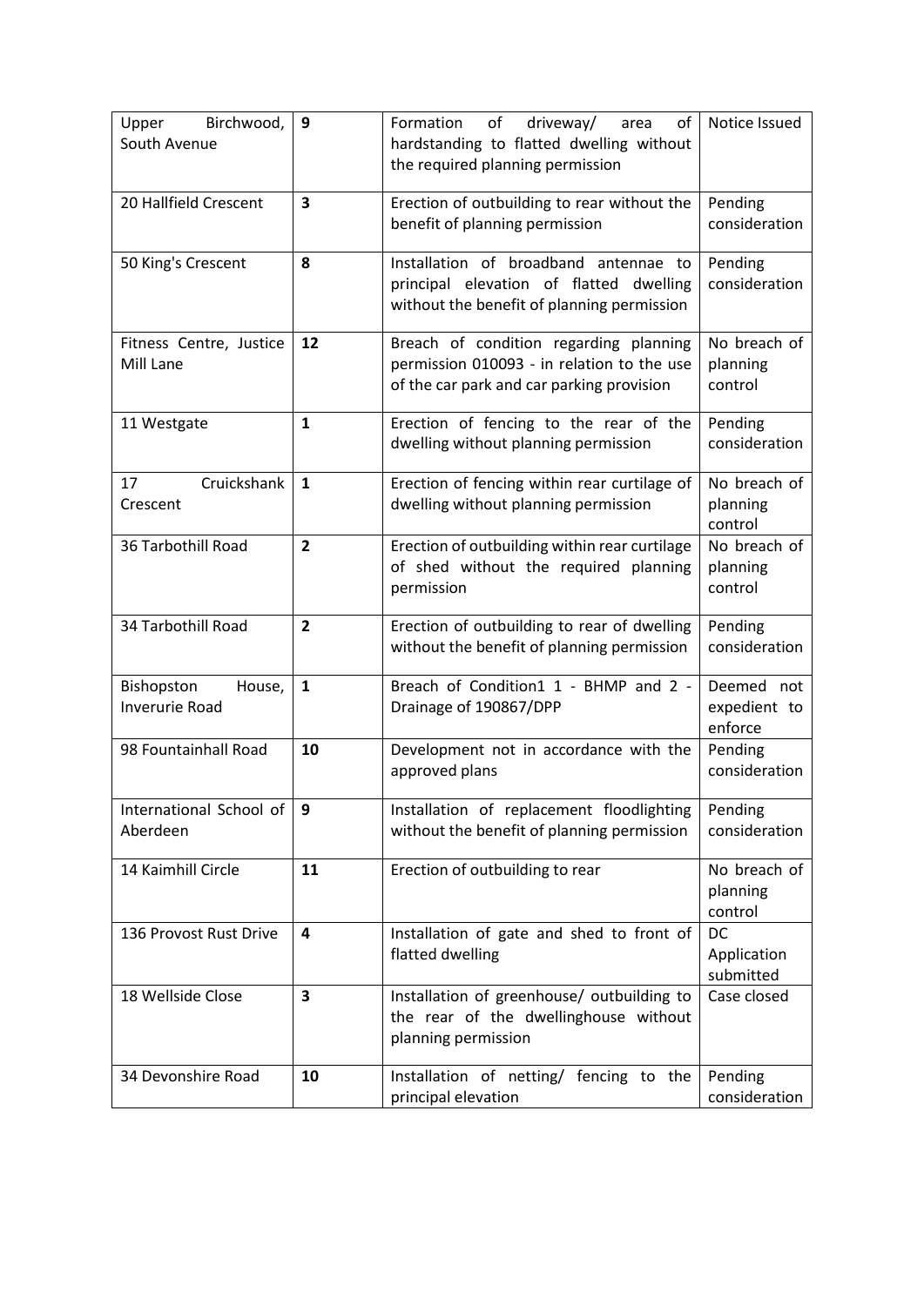| Upper Birchwood, South Avenue | **9** | Formation of driveway/ area of hardstanding to flatted dwelling without the required planning permission | Notice Issued |
|---|---|---|---|
| 20 Hallfield Crescent | **3** | Erection of outbuilding to rear without the benefit of planning permission | Pending consideration |
| 50 King's Crescent | **8** | Installation of broadband antennae to principal elevation of flatted dwelling without the benefit of planning permission | Pending consideration |
| Fitness Centre, Justice Mill Lane | **12** | Breach of condition regarding planning permission 010093 - in relation to the use of the car park and car parking provision | No breach of planning control |
| 11 Westgate | **1** | Erection of fencing to the rear of the dwelling without planning permission | Pending consideration |
| 17 Cruickshank Crescent | **1** | Erection of fencing within rear curtilage of dwelling without planning permission | No breach of planning control |
| 36 Tarbothill Road | **2** | Erection of outbuilding within rear curtilage of shed without the required planning permission | No breach of planning control |
| 34 Tarbothill Road | **2** | Erection of outbuilding to rear of dwelling without the benefit of planning permission | Pending consideration |
| Bishopston House, Inverurie Road | **1** | Breach of Condition1 1 - BHMP and 2 - Drainage of 190867/DPP | Deemed not expedient to enforce |
| 98 Fountainhall Road | **10** | Development not in accordance with the approved plans | Pending consideration |
| International School of Aberdeen | **9** | Installation of replacement floodlighting without the benefit of planning permission | Pending consideration |
| 14 Kaimhill Circle | **11** | Erection of outbuilding to rear | No breach of planning control |
| 136 Provost Rust Drive | **4** | Installation of gate and shed to front of flatted dwelling | DC Application submitted |
| 18 Wellside Close | **3** | Installation of greenhouse/ outbuilding to the rear of the dwellinghouse without planning permission | Case closed |
| 34 Devonshire Road | **10** | Installation of netting/ fencing to the principal elevation | Pending consideration |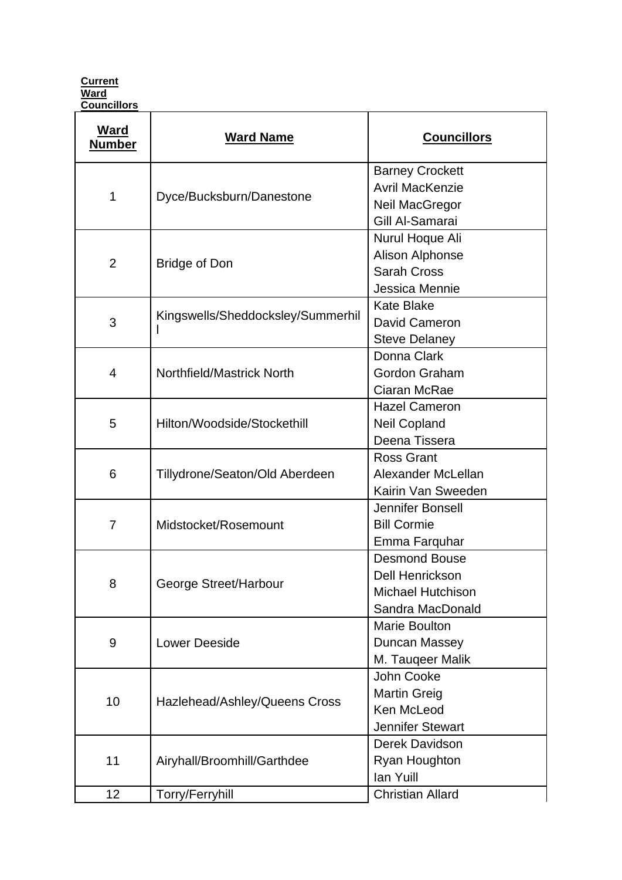**Current Ward Councillors**

| Ward Number | Ward Name | Councillors |
|---|---|---|
| 1 | Dyce/Bucksburn/Danestone | Barney Crockett<br>Avril MacKenzie<br>Neil MacGregor<br>Gill Al-Samarai |
| 2 | Bridge of Don | Nurul Hoque Ali<br>Alison Alphonse<br>Sarah Cross<br>Jessica Mennie |
| 3 | Kingswells/Sheddocksley/Summerhill | Kate Blake<br>David Cameron<br>Steve Delaney |
| 4 | Northfield/Mastrick North | Donna Clark<br>Gordon Graham<br>Ciaran McRae |
| 5 | Hilton/Woodside/Stockethill | Hazel Cameron<br>Neil Copland<br>Deena Tissera |
| 6 | Tillydrone/Seaton/Old Aberdeen | Ross Grant<br>Alexander McLellan<br>Kairin Van Sweeden |
| 7 | Midstocket/Rosemount | Jennifer Bonsell<br>Bill Cormie<br>Emma Farquhar |
| 8 | George Street/Harbour | Desmond Bouse<br>Dell Henrickson<br>Michael Hutchison<br>Sandra MacDonald |
| 9 | Lower Deeside | Marie Boulton<br>Duncan Massey<br>M. Tauqeer Malik |
| 10 | Hazlehead/Ashley/Queens Cross | John Cooke<br>Martin Greig<br>Ken McLeod<br>Jennifer Stewart |
| 11 | Airyhall/Broomhill/Garthdee | Derek Davidson<br>Ryan Houghton<br>Ian Yuill |
| 12 | Torry/Ferryhill | Christian Allard |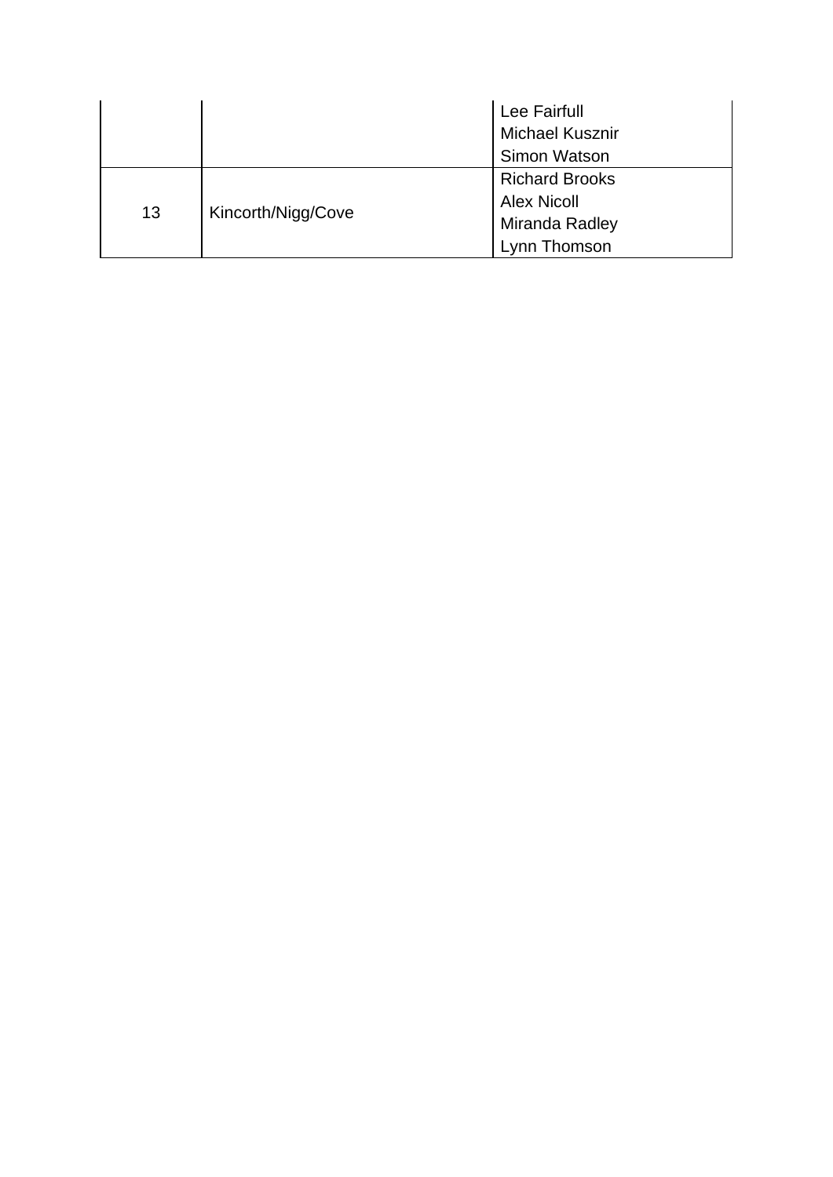| | | |
|---|---|---|
| | | Lee Fairfull<br>Michael Kusznir<br>Simon Watson |
| 13 | Kincorth/Nigg/Cove | Richard Brooks<br>Alex Nicoll<br>Miranda Radley<br>Lynn Thomson |